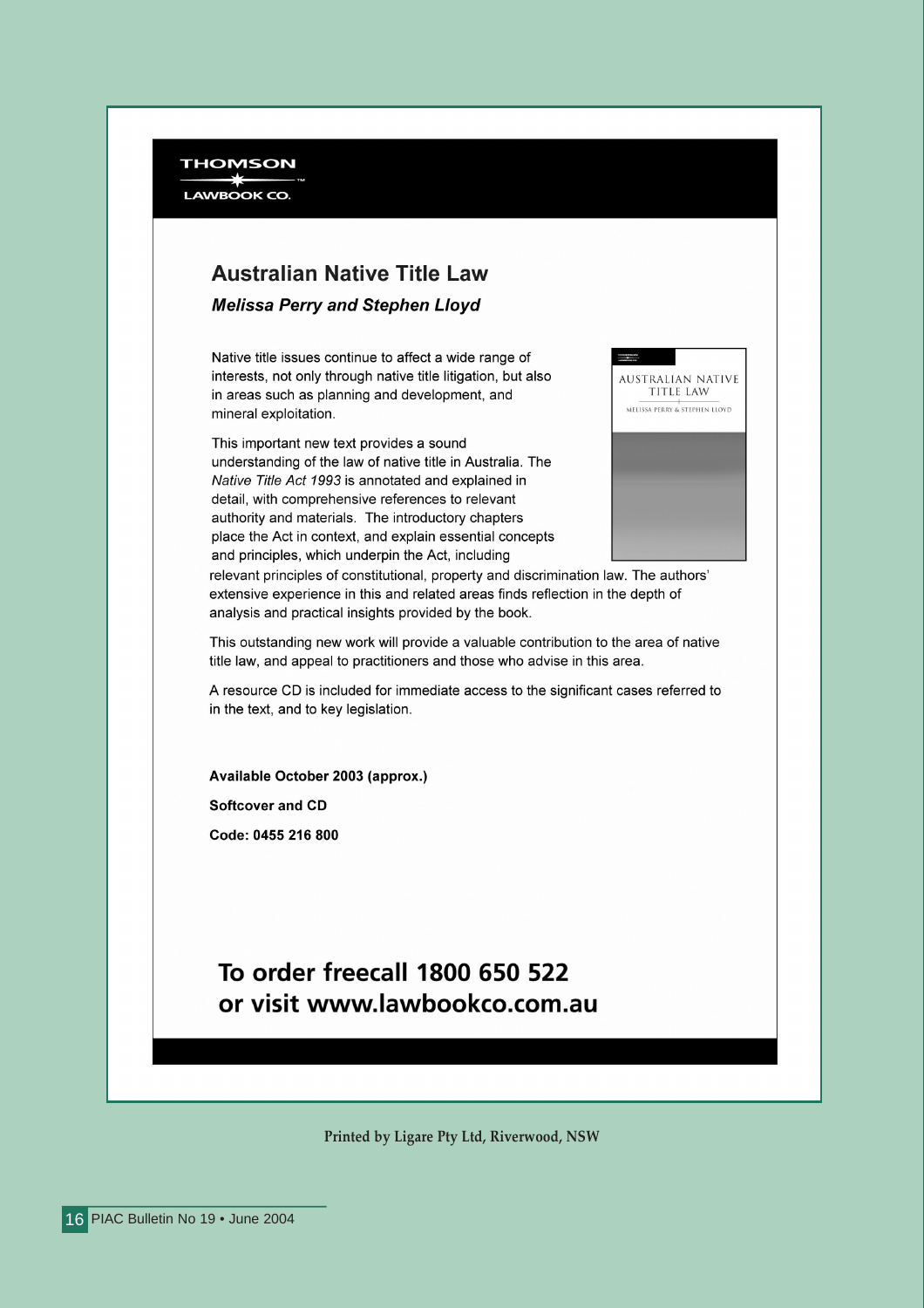THOMSON

LAWBOOK CO.

## Australian Native Title Law

***Melissa Perry and Stephen Lloyd***

Native title issues continue to affect a wide range of interests, not only through native title litigation, but also in areas such as planning and development, and mineral exploitation.

This important new text provides a sound understanding of the law of native title in Australia. The *Native Title Act 1993* is annotated and explained in detail, with comprehensive references to relevant authority and materials. The introductory chapters place the Act in context, and explain essential concepts and principles, which underpin the Act, including relevant principles of constitutional, property and discrimination law. The authors' extensive experience in this and related areas finds reflection in the depth of analysis and practical insights provided by the book.

This outstanding new work will provide a valuable contribution to the area of native title law, and appeal to practitioners and those who advise in this area.

A resource CD is included for immediate access to the significant cases referred to in the text, and to key legislation.

**Available October 2003 (approx.)**

**Softcover and CD**

**Code: 0455 216 800**

**To order freecall 1800 650 522**
**or visit www.lawbookco.com.au**

Printed by Ligare Pty Ltd, Riverwood, NSW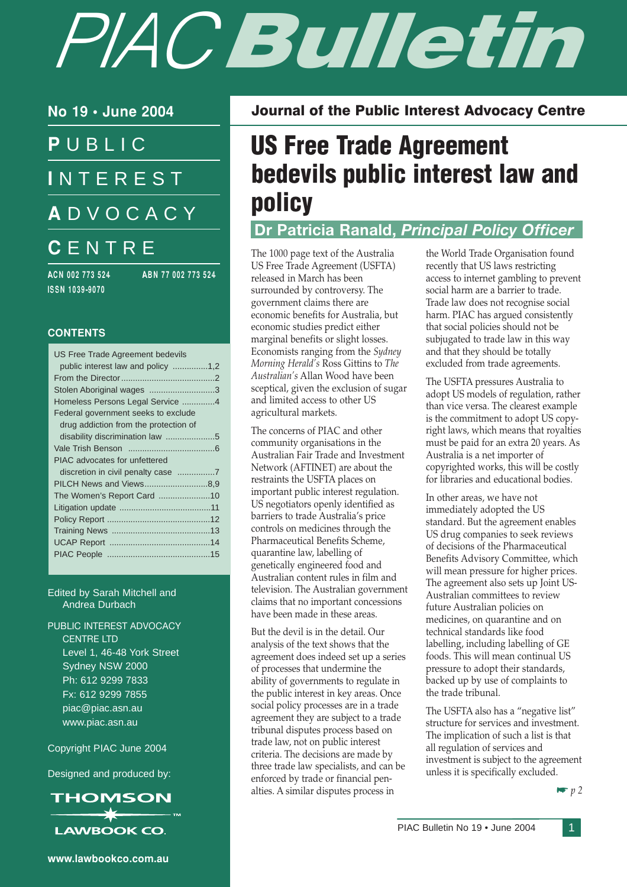# PIAC Bulletin

## No 19 • June 2004

**P**UBLIC **I**NTEREST **A**DVOCACY **C**ENTRE

ACN 002 773 524 ABN 77 002 773 524
ISSN 1039-9070

### CONTENTS

- US Free Trade Agreement bedevils public interest law and policy ...............1,2
- From the Director........................................2
- Stolen Aboriginal wages ...........................3
- Homeless Persons Legal Service .............4
- Federal government seeks to exclude drug addiction from the protection of disability discrimination law .....................5
- Vale Trish Benson ....................................6
- PIAC advocates for unfettered discretion in civil penalty case ................7
- PILCH News and Views...........................8,9
- The Women's Report Card ......................10
- Litigation update ......................................11
- Policy Report ............................................12
- Training News ..........................................13
- UCAP Report ...........................................14
- PIAC People ............................................15

Edited by Sarah Mitchell and Andrea Durbach

PUBLIC INTEREST ADVOCACY CENTRE LTD
Level 1, 46-48 York Street
Sydney NSW 2000
Ph: 612 9299 7833
Fx: 612 9299 7855
piac@piac.asn.au
www.piac.asn.au

Copyright PIAC June 2004

Designed and produced by:

THOMSON LAWBOOK CO.

www.lawbookco.com.au

**Journal of the Public Interest Advocacy Centre**

# US Free Trade Agreement bedevils public interest law and policy

## Dr Patricia Ranald, *Principal Policy Officer*

The 1000 page text of the Australia US Free Trade Agreement (USFTA) released in March has been surrounded by controversy. The government claims there are economic benefits for Australia, but economic studies predict either marginal benefits or slight losses. Economists ranging from the *Sydney Morning Herald's* Ross Gittins to *The Australian's* Allan Wood have been sceptical, given the exclusion of sugar and limited access to other US agricultural markets.

The concerns of PIAC and other community organisations in the Australian Fair Trade and Investment Network (AFTINET) are about the restraints the USFTA places on important public interest regulation. US negotiators openly identified as barriers to trade Australia's price controls on medicines through the Pharmaceutical Benefits Scheme, quarantine law, labelling of genetically engineered food and Australian content rules in film and television. The Australian government claims that no important concessions have been made in these areas.

But the devil is in the detail. Our analysis of the text shows that the agreement does indeed set up a series of processes that undermine the ability of governments to regulate in the public interest in key areas. Once social policy processes are in a trade agreement they are subject to a trade tribunal disputes process based on trade law, not on public interest criteria. The decisions are made by three trade law specialists, and can be enforced by trade or financial penalties. A similar disputes process in the World Trade Organisation found recently that US laws restricting access to internet gambling to prevent social harm are a barrier to trade. Trade law does not recognise social harm. PIAC has argued consistently that social policies should not be subjugated to trade law in this way and that they should be totally excluded from trade agreements.

The USFTA pressures Australia to adopt US models of regulation, rather than vice versa. The clearest example is the commitment to adopt US copyright laws, which means that royalties must be paid for an extra 20 years. As Australia is a net importer of copyrighted works, this will be costly for libraries and educational bodies.

In other areas, we have not immediately adopted the US standard. But the agreement enables US drug companies to seek reviews of decisions of the Pharmaceutical Benefits Advisory Committee, which will mean pressure for higher prices. The agreement also sets up Joint US-Australian committees to review future Australian policies on medicines, on quarantine and on technical standards like food labelling, including labelling of GE foods. This will mean continual US pressure to adopt their standards, backed up by use of complaints to the trade tribunal.

The USFTA also has a "negative list" structure for services and investment. The implication of such a list is that all regulation of services and investment is subject to the agreement unless it is specifically excluded.

☛ *p 2*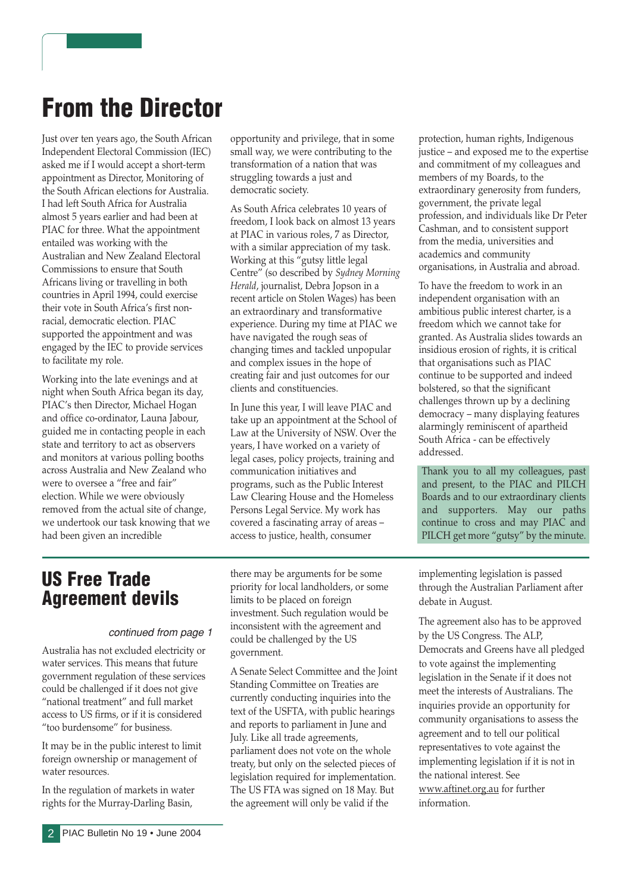# From the Director

Just over ten years ago, the South African Independent Electoral Commission (IEC) asked me if I would accept a short-term appointment as Director, Monitoring of the South African elections for Australia. I had left South Africa for Australia almost 5 years earlier and had been at PIAC for three. What the appointment entailed was working with the Australian and New Zealand Electoral Commissions to ensure that South Africans living or travelling in both countries in April 1994, could exercise their vote in South Africa's first non-racial, democratic election. PIAC supported the appointment and was engaged by the IEC to provide services to facilitate my role.

Working into the late evenings and at night when South Africa began its day, PIAC's then Director, Michael Hogan and office co-ordinator, Launa Jabour, guided me in contacting people in each state and territory to act as observers and monitors at various polling booths across Australia and New Zealand who were to oversee a "free and fair" election. While we were obviously removed from the actual site of change, we undertook our task knowing that we had been given an incredible opportunity and privilege, that in some small way, we were contributing to the transformation of a nation that was struggling towards a just and democratic society.

As South Africa celebrates 10 years of freedom, I look back on almost 13 years at PIAC in various roles, 7 as Director, with a similar appreciation of my task. Working at this "gutsy little legal Centre" (so described by *Sydney Morning Herald*, journalist, Debra Jopson in a recent article on Stolen Wages) has been an extraordinary and transformative experience. During my time at PIAC we have navigated the rough seas of changing times and tackled unpopular and complex issues in the hope of creating fair and just outcomes for our clients and constituencies.

In June this year, I will leave PIAC and take up an appointment at the School of Law at the University of NSW. Over the years, I have worked on a variety of legal cases, policy projects, training and communication initiatives and programs, such as the Public Interest Law Clearing House and the Homeless Persons Legal Service. My work has covered a fascinating array of areas – access to justice, health, consumer protection, human rights, Indigenous justice – and exposed me to the expertise and commitment of my colleagues and members of my Boards, to the extraordinary generosity from funders, government, the private legal profession, and individuals like Dr Peter Cashman, and to consistent support from the media, universities and academics and community organisations, in Australia and abroad.

To have the freedom to work in an independent organisation with an ambitious public interest charter, is a freedom which we cannot take for granted. As Australia slides towards an insidious erosion of rights, it is critical that organisations such as PIAC continue to be supported and indeed bolstered, so that the significant challenges thrown up by a declining democracy – many displaying features alarmingly reminiscent of apartheid South Africa - can be effectively addressed.

Thank you to all my colleagues, past and present, to the PIAC and PILCH Boards and to our extraordinary clients and supporters. May our paths continue to cross and may PIAC and PILCH get more "gutsy" by the minute.

# US Free Trade Agreement devils

*continued from page 1*

Australia has not excluded electricity or water services. This means that future government regulation of these services could be challenged if it does not give "national treatment" and full market access to US firms, or if it is considered "too burdensome" for business.

It may be in the public interest to limit foreign ownership or management of water resources.

In the regulation of markets in water rights for the Murray-Darling Basin, there may be arguments for be some priority for local landholders, or some limits to be placed on foreign investment. Such regulation would be inconsistent with the agreement and could be challenged by the US government.

A Senate Select Committee and the Joint Standing Committee on Treaties are currently conducting inquiries into the text of the USFTA, with public hearings and reports to parliament in June and July. Like all trade agreements, parliament does not vote on the whole treaty, but only on the selected pieces of legislation required for implementation. The US FTA was signed on 18 May. But the agreement will only be valid if the implementing legislation is passed through the Australian Parliament after debate in August.

The agreement also has to be approved by the US Congress. The ALP, Democrats and Greens have all pledged to vote against the implementing legislation in the Senate if it does not meet the interests of Australians. The inquiries provide an opportunity for community organisations to assess the agreement and to tell our political representatives to vote against the implementing legislation if it is not in the national interest. See www.aftinet.org.au for further information.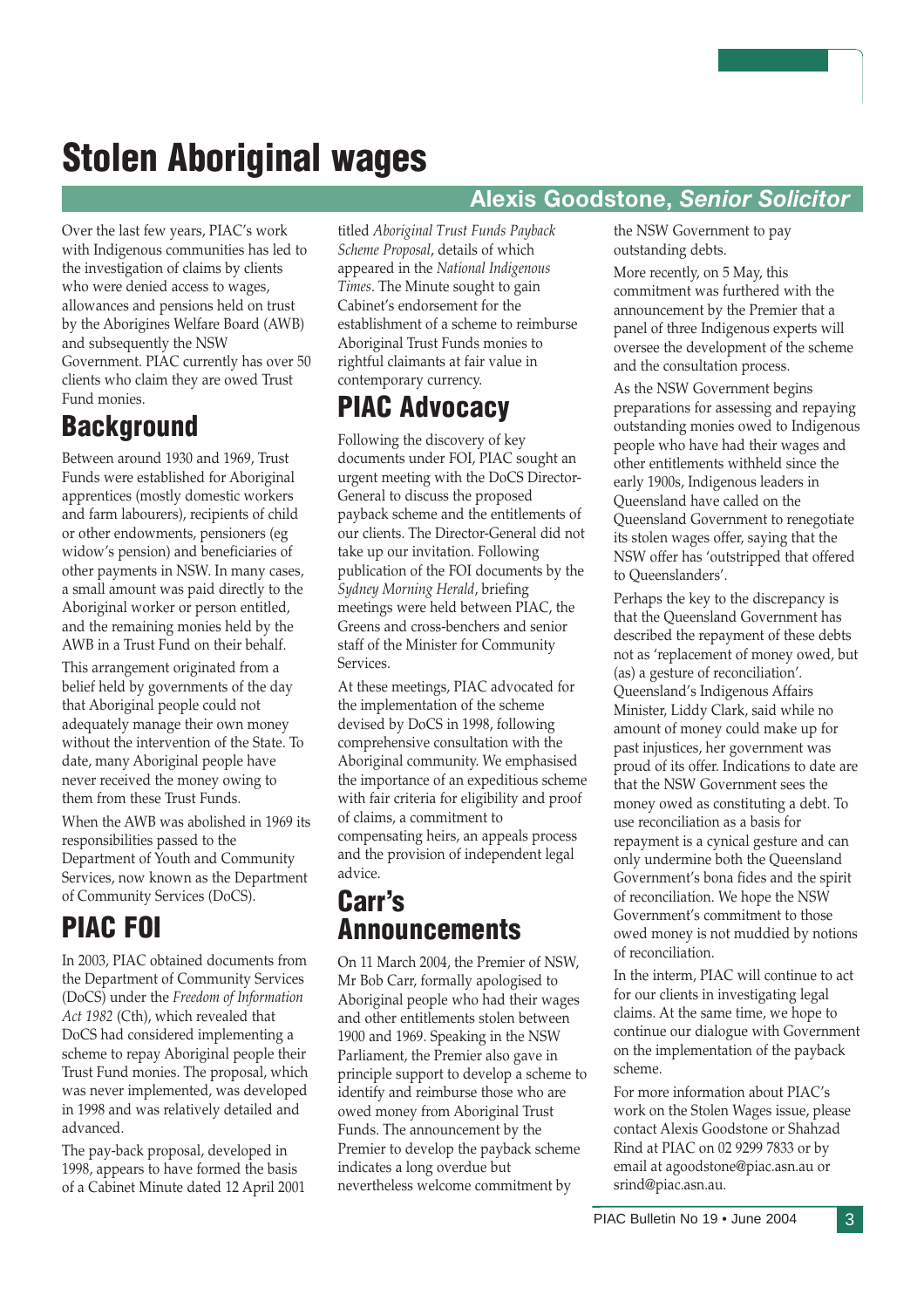# Stolen Aboriginal wages

**Alexis Goodstone, *Senior Solicitor***

Over the last few years, PIAC's work with Indigenous communities has led to the investigation of claims by clients who were denied access to wages, allowances and pensions held on trust by the Aborigines Welfare Board (AWB) and subsequently the NSW Government. PIAC currently has over 50 clients who claim they are owed Trust Fund monies.

## Background

Between around 1930 and 1969, Trust Funds were established for Aboriginal apprentices (mostly domestic workers and farm labourers), recipients of child or other endowments, pensioners (eg widow's pension) and beneficiaries of other payments in NSW. In many cases, a small amount was paid directly to the Aboriginal worker or person entitled, and the remaining monies held by the AWB in a Trust Fund on their behalf.

This arrangement originated from a belief held by governments of the day that Aboriginal people could not adequately manage their own money without the intervention of the State. To date, many Aboriginal people have never received the money owing to them from these Trust Funds.

When the AWB was abolished in 1969 its responsibilities passed to the Department of Youth and Community Services, now known as the Department of Community Services (DoCS).

## PIAC FOI

In 2003, PIAC obtained documents from the Department of Community Services (DoCS) under the *Freedom of Information Act 1982* (Cth), which revealed that DoCS had considered implementing a scheme to repay Aboriginal people their Trust Fund monies. The proposal, which was never implemented, was developed in 1998 and was relatively detailed and advanced.

The pay-back proposal, developed in 1998, appears to have formed the basis of a Cabinet Minute dated 12 April 2001 titled *Aboriginal Trust Funds Payback Scheme Proposal*, details of which appeared in the *National Indigenous Times*. The Minute sought to gain Cabinet's endorsement for the establishment of a scheme to reimburse Aboriginal Trust Funds monies to rightful claimants at fair value in contemporary currency.

## PIAC Advocacy

Following the discovery of key documents under FOI, PIAC sought an urgent meeting with the DoCS Director-General to discuss the proposed payback scheme and the entitlements of our clients. The Director-General did not take up our invitation. Following publication of the FOI documents by the *Sydney Morning Herald*, briefing meetings were held between PIAC, the Greens and cross-benchers and senior staff of the Minister for Community Services.

At these meetings, PIAC advocated for the implementation of the scheme devised by DoCS in 1998, following comprehensive consultation with the Aboriginal community. We emphasised the importance of an expeditious scheme with fair criteria for eligibility and proof of claims, a commitment to compensating heirs, an appeals process and the provision of independent legal advice.

## Carr's Announcements

On 11 March 2004, the Premier of NSW, Mr Bob Carr, formally apologised to Aboriginal people who had their wages and other entitlements stolen between 1900 and 1969. Speaking in the NSW Parliament, the Premier also gave in principle support to develop a scheme to identify and reimburse those who are owed money from Aboriginal Trust Funds. The announcement by the Premier to develop the payback scheme indicates a long overdue but nevertheless welcome commitment by the NSW Government to pay outstanding debts.

More recently, on 5 May, this commitment was furthered with the announcement by the Premier that a panel of three Indigenous experts will oversee the development of the scheme and the consultation process.

As the NSW Government begins preparations for assessing and repaying outstanding monies owed to Indigenous people who have had their wages and other entitlements withheld since the early 1900s, Indigenous leaders in Queensland have called on the Queensland Government to renegotiate its stolen wages offer, saying that the NSW offer has 'outstripped that offered to Queenslanders'.

Perhaps the key to the discrepancy is that the Queensland Government has described the repayment of these debts not as 'replacement of money owed, but (as) a gesture of reconciliation'. Queensland's Indigenous Affairs Minister, Liddy Clark, said while no amount of money could make up for past injustices, her government was proud of its offer. Indications to date are that the NSW Government sees the money owed as constituting a debt. To use reconciliation as a basis for repayment is a cynical gesture and can only undermine both the Queensland Government's bona fides and the spirit of reconciliation. We hope the NSW Government's commitment to those owed money is not muddied by notions of reconciliation.

In the interm, PIAC will continue to act for our clients in investigating legal claims. At the same time, we hope to continue our dialogue with Government on the implementation of the payback scheme.

For more information about PIAC's work on the Stolen Wages issue, please contact Alexis Goodstone or Shahzad Rind at PIAC on 02 9299 7833 or by email at agoodstone@piac.asn.au or srind@piac.asn.au.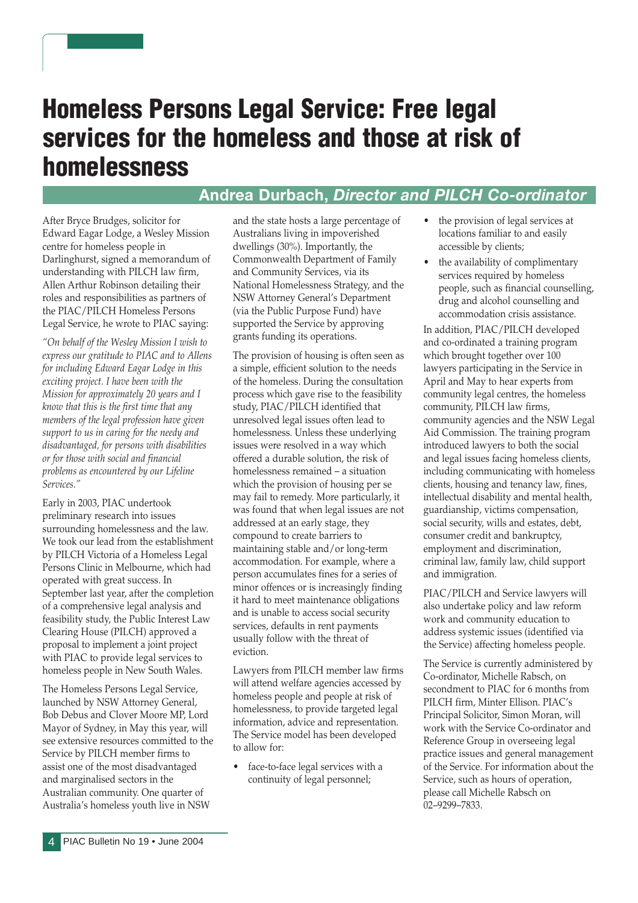# Homeless Persons Legal Service: Free legal services for the homeless and those at risk of homelessness

## Andrea Durbach, *Director and PILCH Co-ordinator*

After Bryce Brudges, solicitor for Edward Eagar Lodge, a Wesley Mission centre for homeless people in Darlinghurst, signed a memorandum of understanding with PILCH law firm, Allen Arthur Robinson detailing their roles and responsibilities as partners of the PIAC/PILCH Homeless Persons Legal Service, he wrote to PIAC saying:

*"On behalf of the Wesley Mission I wish to express our gratitude to PIAC and to Allens for including Edward Eagar Lodge in this exciting project. I have been with the Mission for approximately 20 years and I know that this is the first time that any members of the legal profession have given support to us in caring for the needy and disadvantaged, for persons with disabilities or for those with social and financial problems as encountered by our Lifeline Services."*

Early in 2003, PIAC undertook preliminary research into issues surrounding homelessness and the law. We took our lead from the establishment by PILCH Victoria of a Homeless Legal Persons Clinic in Melbourne, which had operated with great success. In September last year, after the completion of a comprehensive legal analysis and feasibility study, the Public Interest Law Clearing House (PILCH) approved a proposal to implement a joint project with PIAC to provide legal services to homeless people in New South Wales.

The Homeless Persons Legal Service, launched by NSW Attorney General, Bob Debus and Clover Moore MP, Lord Mayor of Sydney, in May this year, will see extensive resources committed to the Service by PILCH member firms to assist one of the most disadvantaged and marginalised sectors in the Australian community. One quarter of Australia's homeless youth live in NSW and the state hosts a large percentage of Australians living in impoverished dwellings (30%). Importantly, the Commonwealth Department of Family and Community Services, via its National Homelessness Strategy, and the NSW Attorney General's Department (via the Public Purpose Fund) have supported the Service by approving grants funding its operations.

The provision of housing is often seen as a simple, efficient solution to the needs of the homeless. During the consultation process which gave rise to the feasibility study, PIAC/PILCH identified that unresolved legal issues often lead to homelessness. Unless these underlying issues were resolved in a way which offered a durable solution, the risk of homelessness remained – a situation which the provision of housing per se may fail to remedy. More particularly, it was found that when legal issues are not addressed at an early stage, they compound to create barriers to maintaining stable and/or long-term accommodation. For example, where a person accumulates fines for a series of minor offences or is increasingly finding it hard to meet maintenance obligations and is unable to access social security services, defaults in rent payments usually follow with the threat of eviction.

Lawyers from PILCH member law firms will attend welfare agencies accessed by homeless people and people at risk of homelessness, to provide targeted legal information, advice and representation. The Service model has been developed to allow for:

- face-to-face legal services with a continuity of legal personnel;
- the provision of legal services at locations familiar to and easily accessible by clients;
- the availability of complimentary services required by homeless people, such as financial counselling, drug and alcohol counselling and accommodation crisis assistance.

In addition, PIAC/PILCH developed and co-ordinated a training program which brought together over 100 lawyers participating in the Service in April and May to hear experts from community legal centres, the homeless community, PILCH law firms, community agencies and the NSW Legal Aid Commission. The training program introduced lawyers to both the social and legal issues facing homeless clients, including communicating with homeless clients, housing and tenancy law, fines, intellectual disability and mental health, guardianship, victims compensation, social security, wills and estates, debt, consumer credit and bankruptcy, employment and discrimination, criminal law, family law, child support and immigration.

PIAC/PILCH and Service lawyers will also undertake policy and law reform work and community education to address systemic issues (identified via the Service) affecting homeless people.

The Service is currently administered by Co-ordinator, Michelle Rabsch, on secondment to PIAC for 6 months from PILCH firm, Minter Ellison. PIAC's Principal Solicitor, Simon Moran, will work with the Service Co-ordinator and Reference Group in overseeing legal practice issues and general management of the Service. For information about the Service, such as hours of operation, please call Michelle Rabsch on 02–9299–7833.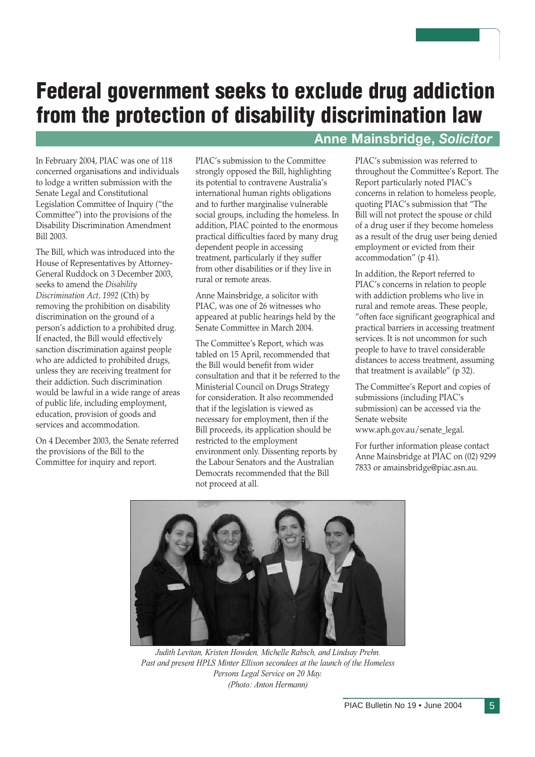# Federal government seeks to exclude drug addiction from the protection of disability discrimination law

**Anne Mainsbridge, *Solicitor***

In February 2004, PIAC was one of 118 concerned organisations and individuals to lodge a written submission with the Senate Legal and Constitutional Legislation Committee of Inquiry ("the Committee") into the provisions of the Disability Discrimination Amendment Bill 2003.

The Bill, which was introduced into the House of Representatives by Attorney-General Ruddock on 3 December 2003, seeks to amend the *Disability Discrimination Act, 1992* (Cth) by removing the prohibition on disability discrimination on the ground of a person's addiction to a prohibited drug. If enacted, the Bill would effectively sanction discrimination against people who are addicted to prohibited drugs, unless they are receiving treatment for their addiction. Such discrimination would be lawful in a wide range of areas of public life, including employment, education, provision of goods and services and accommodation.

On 4 December 2003, the Senate referred the provisions of the Bill to the Committee for inquiry and report.

PIAC's submission to the Committee strongly opposed the Bill, highlighting its potential to contravene Australia's international human rights obligations and to further marginalise vulnerable social groups, including the homeless. In addition, PIAC pointed to the enormous practical difficulties faced by many drug dependent people in accessing treatment, particularly if they suffer from other disabilities or if they live in rural or remote areas.

Anne Mainsbridge, a solicitor with PIAC, was one of 26 witnesses who appeared at public hearings held by the Senate Committee in March 2004.

The Committee's Report, which was tabled on 15 April, recommended that the Bill would benefit from wider consultation and that it be referred to the Ministerial Council on Drugs Strategy for consideration. It also recommended that if the legislation is viewed as necessary for employment, then if the Bill proceeds, its application should be restricted to the employment environment only. Dissenting reports by the Labour Senators and the Australian Democrats recommended that the Bill not proceed at all.

PIAC's submission was referred to throughout the Committee's Report. The Report particularly noted PIAC's concerns in relation to homeless people, quoting PIAC's submission that "The Bill will not protect the spouse or child of a drug user if they become homeless as a result of the drug user being denied employment or evicted from their accommodation" (p 41).

In addition, the Report referred to PIAC's concerns in relation to people with addiction problems who live in rural and remote areas. These people, "often face significant geographical and practical barriers in accessing treatment services. It is not uncommon for such people to have to travel considerable distances to access treatment, assuming that treatment is available" (p 32).

The Committee's Report and copies of submissions (including PIAC's submission) can be accessed via the Senate website www.aph.gov.au/senate_legal.

For further information please contact Anne Mainsbridge at PIAC on (02) 9299 7833 or amainsbridge@piac.asn.au.

*Judith Levitan, Kristen Howden, Michelle Rabsch, and Lindsay Prehn. Past and present HPLS Minter Ellison secondees at the launch of the Homeless Persons Legal Service on 20 May. (Photo: Anton Hermann)*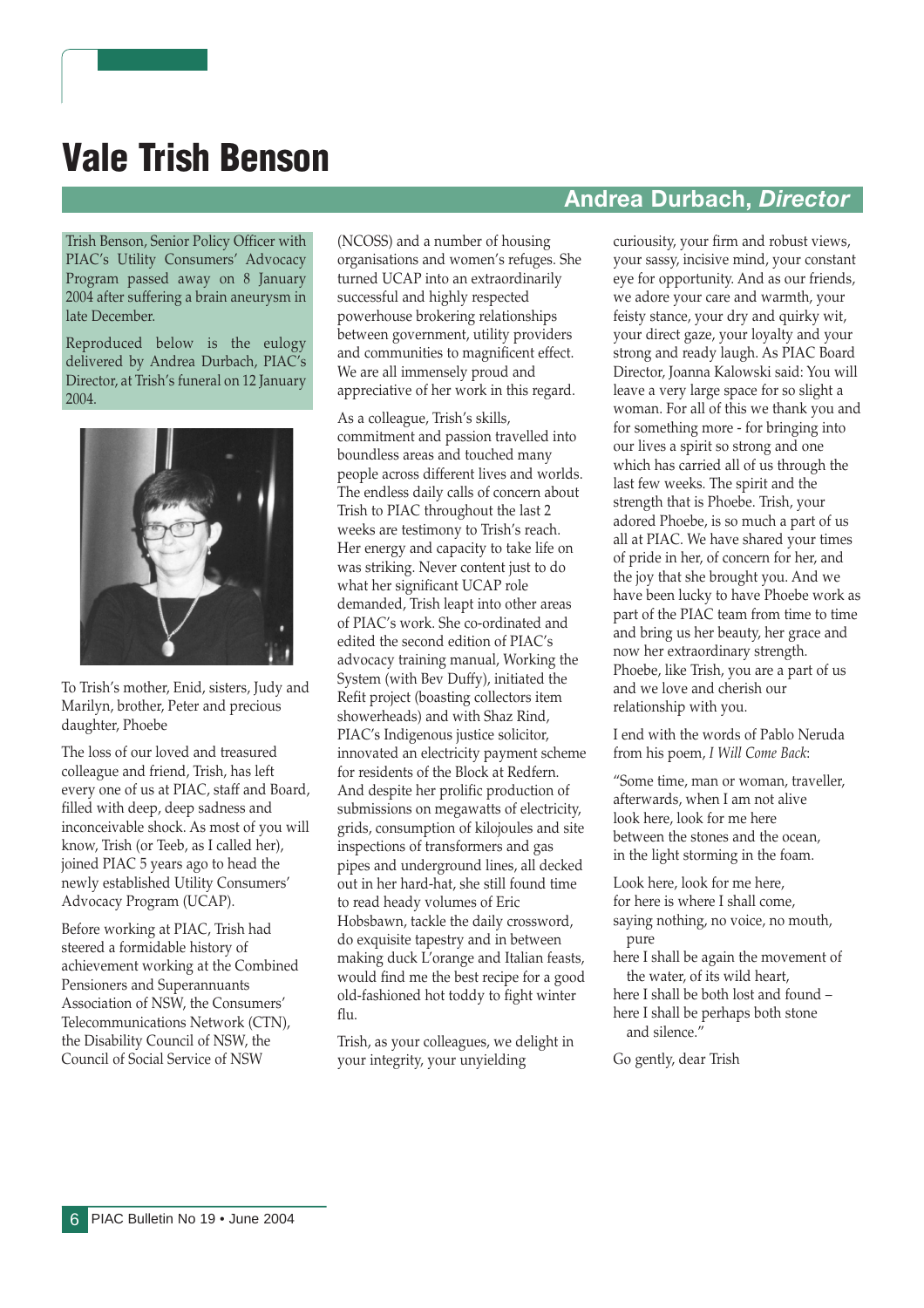# Vale Trish Benson

## Andrea Durbach, *Director*

Trish Benson, Senior Policy Officer with PIAC's Utility Consumers' Advocacy Program passed away on 8 January 2004 after suffering a brain aneurysm in late December.

Reproduced below is the eulogy delivered by Andrea Durbach, PIAC's Director, at Trish's funeral on 12 January 2004.

To Trish's mother, Enid, sisters, Judy and Marilyn, brother, Peter and precious daughter, Phoebe

The loss of our loved and treasured colleague and friend, Trish, has left every one of us at PIAC, staff and Board, filled with deep, deep sadness and inconceivable shock. As most of you will know, Trish (or Teeb, as I called her), joined PIAC 5 years ago to head the newly established Utility Consumers' Advocacy Program (UCAP).

Before working at PIAC, Trish had steered a formidable history of achievement working at the Combined Pensioners and Superannuants Association of NSW, the Consumers' Telecommunications Network (CTN), the Disability Council of NSW, the Council of Social Service of NSW (NCOSS) and a number of housing organisations and women's refuges. She turned UCAP into an extraordinarily successful and highly respected powerhouse brokering relationships between government, utility providers and communities to magnificent effect. We are all immensely proud and appreciative of her work in this regard.

As a colleague, Trish's skills, commitment and passion travelled into boundless areas and touched many people across different lives and worlds. The endless daily calls of concern about Trish to PIAC throughout the last 2 weeks are testimony to Trish's reach. Her energy and capacity to take life on was striking. Never content just to do what her significant UCAP role demanded, Trish leapt into other areas of PIAC's work. She co-ordinated and edited the second edition of PIAC's advocacy training manual, Working the System (with Bev Duffy), initiated the Refit project (boasting collectors item showerheads) and with Shaz Rind, PIAC's Indigenous justice solicitor, innovated an electricity payment scheme for residents of the Block at Redfern. And despite her prolific production of submissions on megawatts of electricity, grids, consumption of kilojoules and site inspections of transformers and gas pipes and underground lines, all decked out in her hard-hat, she still found time to read heady volumes of Eric Hobsbawn, tackle the daily crossword, do exquisite tapestry and in between making duck L'orange and Italian feasts, would find me the best recipe for a good old-fashioned hot toddy to fight winter flu.

Trish, as your colleagues, we delight in your integrity, your unyielding curiousity, your firm and robust views, your sassy, incisive mind, your constant eye for opportunity. And as our friends, we adore your care and warmth, your feisty stance, your dry and quirky wit, your direct gaze, your loyalty and your strong and ready laugh. As PIAC Board Director, Joanna Kalowski said: You will leave a very large space for so slight a woman. For all of this we thank you and for something more - for bringing into our lives a spirit so strong and one which has carried all of us through the last few weeks. The spirit and the strength that is Phoebe. Trish, your adored Phoebe, is so much a part of us all at PIAC. We have shared your times of pride in her, of concern for her, and the joy that she brought you. And we have been lucky to have Phoebe work as part of the PIAC team from time to time and bring us her beauty, her grace and now her extraordinary strength. Phoebe, like Trish, you are a part of us and we love and cherish our relationship with you.

I end with the words of Pablo Neruda from his poem, *I Will Come Back*:

"Some time, man or woman, traveller,
afterwards, when I am not alive
look here, look for me here
between the stones and the ocean,
in the light storming in the foam.

Look here, look for me here,
for here is where I shall come,
saying nothing, no voice, no mouth, pure
here I shall be again the movement of the water, of its wild heart,
here I shall be both lost and found –
here I shall be perhaps both stone and silence."

Go gently, dear Trish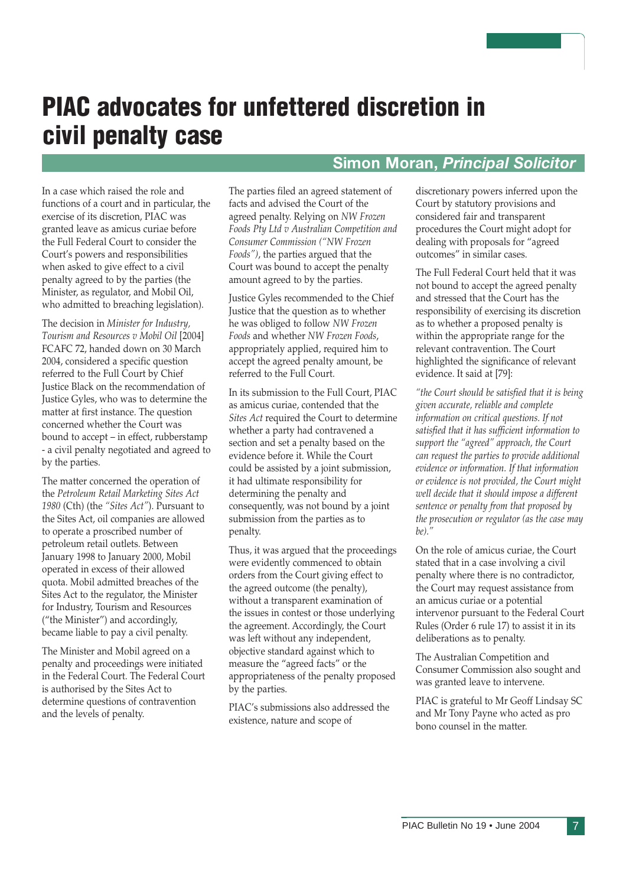# PIAC advocates for unfettered discretion in civil penalty case

**Simon Moran, *Principal Solicitor***

In a case which raised the role and functions of a court and in particular, the exercise of its discretion, PIAC was granted leave as amicus curiae before the Full Federal Court to consider the Court's powers and responsibilities when asked to give effect to a civil penalty agreed to by the parties (the Minister, as regulator, and Mobil Oil, who admitted to breaching legislation).

The decision in *Minister for Industry, Tourism and Resources v Mobil Oil* [2004] FCAFC 72, handed down on 30 March 2004, considered a specific question referred to the Full Court by Chief Justice Black on the recommendation of Justice Gyles, who was to determine the matter at first instance. The question concerned whether the Court was bound to accept – in effect, rubberstamp - a civil penalty negotiated and agreed to by the parties.

The matter concerned the operation of the *Petroleum Retail Marketing Sites Act 1980* (Cth) (the *"Sites Act"*). Pursuant to the Sites Act, oil companies are allowed to operate a proscribed number of petroleum retail outlets. Between January 1998 to January 2000, Mobil operated in excess of their allowed quota. Mobil admitted breaches of the Sites Act to the regulator, the Minister for Industry, Tourism and Resources ("the Minister") and accordingly, became liable to pay a civil penalty.

The Minister and Mobil agreed on a penalty and proceedings were initiated in the Federal Court. The Federal Court is authorised by the Sites Act to determine questions of contravention and the levels of penalty.

The parties filed an agreed statement of facts and advised the Court of the agreed penalty. Relying on *NW Frozen Foods Pty Ltd v Australian Competition and Consumer Commission ("NW Frozen Foods")*, the parties argued that the Court was bound to accept the penalty amount agreed to by the parties.

Justice Gyles recommended to the Chief Justice that the question as to whether he was obliged to follow *NW Frozen Foods* and whether *NW Frozen Foods*, appropriately applied, required him to accept the agreed penalty amount, be referred to the Full Court.

In its submission to the Full Court, PIAC as amicus curiae, contended that the *Sites Act* required the Court to determine whether a party had contravened a section and set a penalty based on the evidence before it. While the Court could be assisted by a joint submission, it had ultimate responsibility for determining the penalty and consequently, was not bound by a joint submission from the parties as to penalty.

Thus, it was argued that the proceedings were evidently commenced to obtain orders from the Court giving effect to the agreed outcome (the penalty), without a transparent examination of the issues in contest or those underlying the agreement. Accordingly, the Court was left without any independent, objective standard against which to measure the "agreed facts" or the appropriateness of the penalty proposed by the parties.

PIAC's submissions also addressed the existence, nature and scope of discretionary powers inferred upon the Court by statutory provisions and considered fair and transparent procedures the Court might adopt for dealing with proposals for "agreed outcomes" in similar cases.

The Full Federal Court held that it was not bound to accept the agreed penalty and stressed that the Court has the responsibility of exercising its discretion as to whether a proposed penalty is within the appropriate range for the relevant contravention. The Court highlighted the significance of relevant evidence. It said at [79]:

*"the Court should be satisfied that it is being given accurate, reliable and complete information on critical questions. If not satisfied that it has sufficient information to support the "agreed" approach, the Court can request the parties to provide additional evidence or information. If that information or evidence is not provided, the Court might well decide that it should impose a different sentence or penalty from that proposed by the prosecution or regulator (as the case may be)."*

On the role of amicus curiae, the Court stated that in a case involving a civil penalty where there is no contradictor, the Court may request assistance from an amicus curiae or a potential intervenor pursuant to the Federal Court Rules (Order 6 rule 17) to assist it in its deliberations as to penalty.

The Australian Competition and Consumer Commission also sought and was granted leave to intervene.

PIAC is grateful to Mr Geoff Lindsay SC and Mr Tony Payne who acted as pro bono counsel in the matter.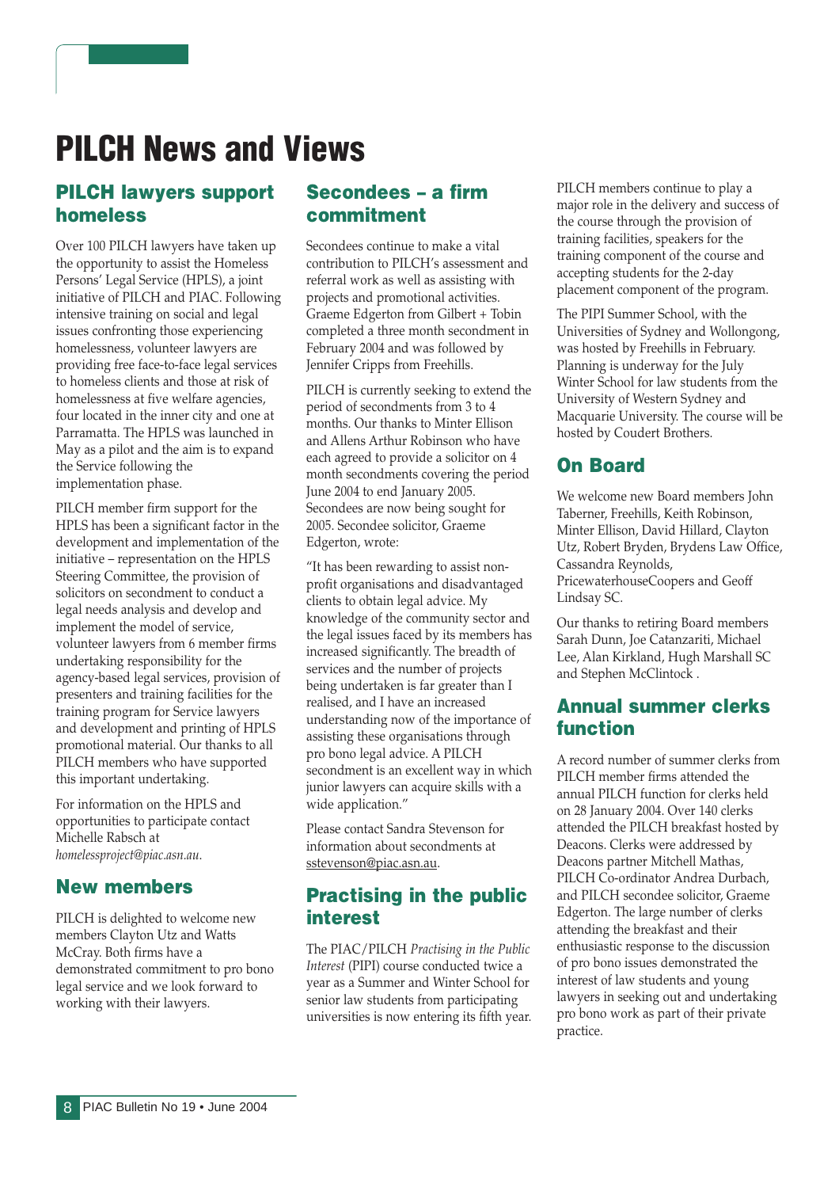# PILCH News and Views

## PILCH lawyers support homeless

Over 100 PILCH lawyers have taken up the opportunity to assist the Homeless Persons' Legal Service (HPLS), a joint initiative of PILCH and PIAC. Following intensive training on social and legal issues confronting those experiencing homelessness, volunteer lawyers are providing free face-to-face legal services to homeless clients and those at risk of homelessness at five welfare agencies, four located in the inner city and one at Parramatta. The HPLS was launched in May as a pilot and the aim is to expand the Service following the implementation phase.

PILCH member firm support for the HPLS has been a significant factor in the development and implementation of the initiative – representation on the HPLS Steering Committee, the provision of solicitors on secondment to conduct a legal needs analysis and develop and implement the model of service, volunteer lawyers from 6 member firms undertaking responsibility for the agency-based legal services, provision of presenters and training facilities for the training program for Service lawyers and development and printing of HPLS promotional material. Our thanks to all PILCH members who have supported this important undertaking.

For information on the HPLS and opportunities to participate contact Michelle Rabsch at *homelessproject@piac.asn.au*.

## New members

PILCH is delighted to welcome new members Clayton Utz and Watts McCray. Both firms have a demonstrated commitment to pro bono legal service and we look forward to working with their lawyers.

## Secondees – a firm commitment

Secondees continue to make a vital contribution to PILCH's assessment and referral work as well as assisting with projects and promotional activities. Graeme Edgerton from Gilbert + Tobin completed a three month secondment in February 2004 and was followed by Jennifer Cripps from Freehills.

PILCH is currently seeking to extend the period of secondments from 3 to 4 months. Our thanks to Minter Ellison and Allens Arthur Robinson who have each agreed to provide a solicitor on 4 month secondments covering the period June 2004 to end January 2005. Secondees are now being sought for 2005. Secondee solicitor, Graeme Edgerton, wrote:

"It has been rewarding to assist non-profit organisations and disadvantaged clients to obtain legal advice. My knowledge of the community sector and the legal issues faced by its members has increased significantly. The breadth of services and the number of projects being undertaken is far greater than I realised, and I have an increased understanding now of the importance of assisting these organisations through pro bono legal advice. A PILCH secondment is an excellent way in which junior lawyers can acquire skills with a wide application."

Please contact Sandra Stevenson for information about secondments at sstevenson@piac.asn.au.

## Practising in the public interest

The PIAC/PILCH *Practising in the Public Interest* (PIPI) course conducted twice a year as a Summer and Winter School for senior law students from participating universities is now entering its fifth year.

PILCH members continue to play a major role in the delivery and success of the course through the provision of training facilities, speakers for the training component of the course and accepting students for the 2-day placement component of the program.

The PIPI Summer School, with the Universities of Sydney and Wollongong, was hosted by Freehills in February. Planning is underway for the July Winter School for law students from the University of Western Sydney and Macquarie University. The course will be hosted by Coudert Brothers.

## On Board

We welcome new Board members John Taberner, Freehills, Keith Robinson, Minter Ellison, David Hillard, Clayton Utz, Robert Bryden, Brydens Law Office, Cassandra Reynolds, PricewaterhouseCoopers and Geoff Lindsay SC.

Our thanks to retiring Board members Sarah Dunn, Joe Catanzariti, Michael Lee, Alan Kirkland, Hugh Marshall SC and Stephen McClintock .

## Annual summer clerks function

A record number of summer clerks from PILCH member firms attended the annual PILCH function for clerks held on 28 January 2004. Over 140 clerks attended the PILCH breakfast hosted by Deacons. Clerks were addressed by Deacons partner Mitchell Mathas, PILCH Co-ordinator Andrea Durbach, and PILCH secondee solicitor, Graeme Edgerton. The large number of clerks attending the breakfast and their enthusiastic response to the discussion of pro bono issues demonstrated the interest of law students and young lawyers in seeking out and undertaking pro bono work as part of their private practice.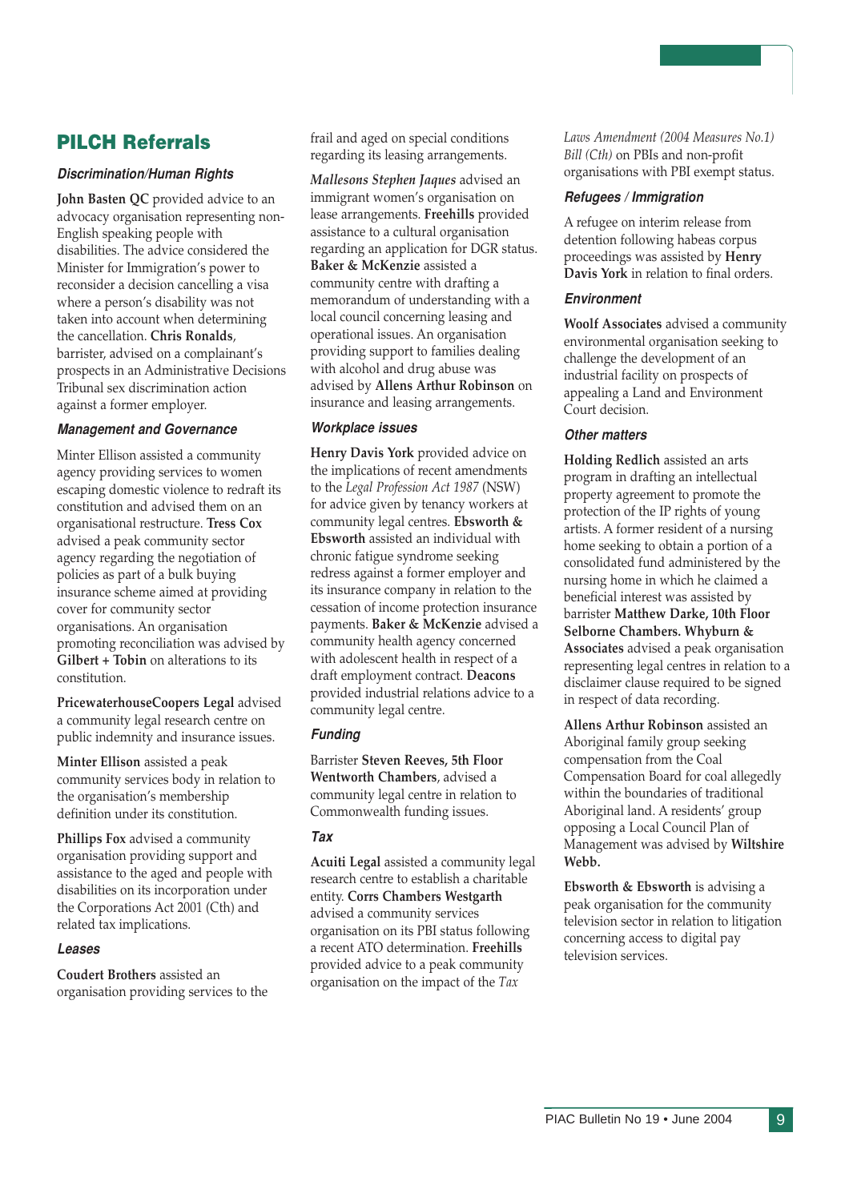## PILCH Referrals

### *Discrimination/Human Rights*

**John Basten QC** provided advice to an advocacy organisation representing non-English speaking people with disabilities. The advice considered the Minister for Immigration's power to reconsider a decision cancelling a visa where a person's disability was not taken into account when determining the cancellation. **Chris Ronalds**, barrister, advised on a complainant's prospects in an Administrative Decisions Tribunal sex discrimination action against a former employer.

### *Management and Governance*

Minter Ellison assisted a community agency providing services to women escaping domestic violence to redraft its constitution and advised them on an organisational restructure. **Tress Cox** advised a peak community sector agency regarding the negotiation of policies as part of a bulk buying insurance scheme aimed at providing cover for community sector organisations. An organisation promoting reconciliation was advised by **Gilbert + Tobin** on alterations to its constitution.

**PricewaterhouseCoopers Legal** advised a community legal research centre on public indemnity and insurance issues.

**Minter Ellison** assisted a peak community services body in relation to the organisation's membership definition under its constitution.

**Phillips Fox** advised a community organisation providing support and assistance to the aged and people with disabilities on its incorporation under the Corporations Act 2001 (Cth) and related tax implications.

### *Leases*

**Coudert Brothers** assisted an organisation providing services to the frail and aged on special conditions regarding its leasing arrangements.

***Mallesons Stephen Jaques*** advised an immigrant women's organisation on lease arrangements. **Freehills** provided assistance to a cultural organisation regarding an application for DGR status. **Baker & McKenzie** assisted a community centre with drafting a memorandum of understanding with a local council concerning leasing and operational issues. An organisation providing support to families dealing with alcohol and drug abuse was advised by **Allens Arthur Robinson** on insurance and leasing arrangements.

### *Workplace issues*

**Henry Davis York** provided advice on the implications of recent amendments to the *Legal Profession Act 1987* (NSW) for advice given by tenancy workers at community legal centres. **Ebsworth & Ebsworth** assisted an individual with chronic fatigue syndrome seeking redress against a former employer and its insurance company in relation to the cessation of income protection insurance payments. **Baker & McKenzie** advised a community health agency concerned with adolescent health in respect of a draft employment contract. **Deacons** provided industrial relations advice to a community legal centre.

### *Funding*

Barrister **Steven Reeves, 5th Floor Wentworth Chambers**, advised a community legal centre in relation to Commonwealth funding issues.

### *Tax*

**Acuiti Legal** assisted a community legal research centre to establish a charitable entity. **Corrs Chambers Westgarth** advised a community services organisation on its PBI status following a recent ATO determination. **Freehills** provided advice to a peak community organisation on the impact of the *Tax Laws Amendment (2004 Measures No.1) Bill (Cth)* on PBIs and non-profit organisations with PBI exempt status.

### *Refugees / Immigration*

A refugee on interim release from detention following habeas corpus proceedings was assisted by **Henry Davis York** in relation to final orders.

### *Environment*

**Woolf Associates** advised a community environmental organisation seeking to challenge the development of an industrial facility on prospects of appealing a Land and Environment Court decision.

### *Other matters*

**Holding Redlich** assisted an arts program in drafting an intellectual property agreement to promote the protection of the IP rights of young artists. A former resident of a nursing home seeking to obtain a portion of a consolidated fund administered by the nursing home in which he claimed a beneficial interest was assisted by barrister **Matthew Darke, 10th Floor Selborne Chambers. Whyburn & Associates** advised a peak organisation representing legal centres in relation to a disclaimer clause required to be signed in respect of data recording.

**Allens Arthur Robinson** assisted an Aboriginal family group seeking compensation from the Coal Compensation Board for coal allegedly within the boundaries of traditional Aboriginal land. A residents' group opposing a Local Council Plan of Management was advised by **Wiltshire Webb.**

**Ebsworth & Ebsworth** is advising a peak organisation for the community television sector in relation to litigation concerning access to digital pay television services.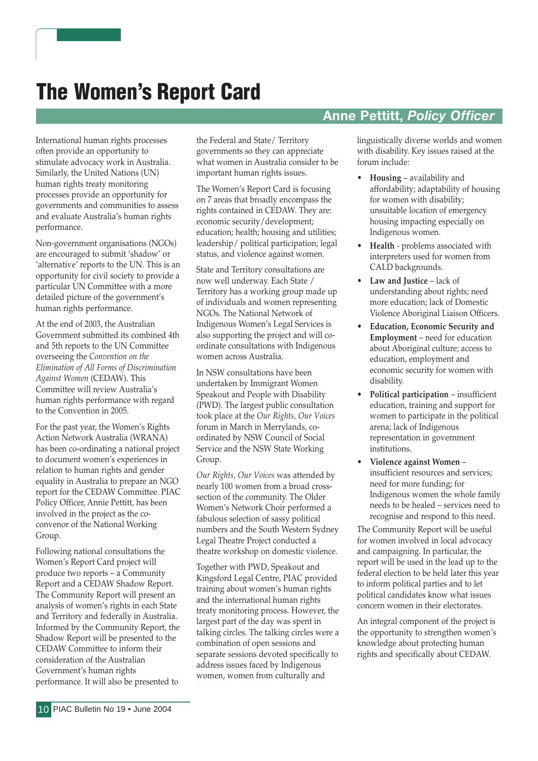# The Women's Report Card

**Anne Pettitt, *Policy Officer***

International human rights processes often provide an opportunity to stimulate advocacy work in Australia. Similarly, the United Nations (UN) human rights treaty monitoring processes provide an opportunity for governments and communities to assess and evaluate Australia's human rights performance.

Non-government organisations (NGOs) are encouraged to submit 'shadow' or 'alternative' reports to the UN. This is an opportunity for civil society to provide a particular UN Committee with a more detailed picture of the government's human rights performance.

At the end of 2003, the Australian Government submitted its combined 4th and 5th reports to the UN Committee overseeing the *Convention on the Elimination of All Forms of Discrimination Against Women* (CEDAW). This Committee will review Australia's human rights performance with regard to the Convention in 2005.

For the past year, the Women's Rights Action Network Australia (WRANA) has been co-ordinating a national project to document women's experiences in relation to human rights and gender equality in Australia to prepare an NGO report for the CEDAW Committee. PIAC Policy Officer, Annie Pettitt, has been involved in the project as the co-convenor of the National Working Group.

Following national consultations the Women's Report Card project will produce two reports – a Community Report and a CEDAW Shadow Report. The Community Report will present an analysis of women's rights in each State and Territory and federally in Australia. Informed by the Community Report, the Shadow Report will be presented to the CEDAW Committee to inform their consideration of the Australian Government's human rights performance. It will also be presented to the Federal and State/ Territory governments so they can appreciate what women in Australia consider to be important human rights issues.

The Women's Report Card is focusing on 7 areas that broadly encompass the rights contained in CEDAW. They are: economic security/development; education; health; housing and utilities; leadership/ political participation; legal status, and violence against women.

State and Territory consultations are now well underway. Each State / Territory has a working group made up of individuals and women representing NGOs. The National Network of Indigenous Women's Legal Services is also supporting the project and will co-ordinate consultations with Indigenous women across Australia.

In NSW consultations have been undertaken by Immigrant Women Speakout and People with Disability (PWD). The largest public consultation took place at the *Our Rights, Our Voices* forum in March in Merrylands, co-ordinated by NSW Council of Social Service and the NSW State Working Group.

*Our Rights, Our Voices* was attended by nearly 100 women from a broad cross-section of the community. The Older Women's Network Choir performed a fabulous selection of sassy political numbers and the South Western Sydney Legal Theatre Project conducted a theatre workshop on domestic violence.

Together with PWD, Speakout and Kingsford Legal Centre, PIAC provided training about women's human rights and the international human rights treaty monitoring process. However, the largest part of the day was spent in talking circles. The talking circles were a combination of open sessions and separate sessions devoted specifically to address issues faced by Indigenous women, women from culturally and linguistically diverse worlds and women with disability. Key issues raised at the forum include:

- **Housing** – availability and affordability; adaptability of housing for women with disability; unsuitable location of emergency housing impacting especially on Indigenous women.
- **Health** - problems associated with interpreters used for women from CALD backgrounds.
- **Law and Justice** – lack of understanding about rights; need more education; lack of Domestic Violence Aboriginal Liaison Officers.
- **Education, Economic Security and Employment** – need for education about Aboriginal culture; access to education, employment and economic security for women with disability.
- **Political participation** – insufficient education, training and support for women to participate in the political arena; lack of Indigenous representation in government institutions.
- **Violence against Women** – insufficient resources and services; need for more funding; for Indigenous women the whole family needs to be healed – services need to recognise and respond to this need.

The Community Report will be useful for women involved in local advocacy and campaigning. In particular, the report will be used in the lead up to the federal election to be held later this year to inform political parties and to let political candidates know what issues concern women in their electorates.

An integral component of the project is the opportunity to strengthen women's knowledge about protecting human rights and specifically about CEDAW.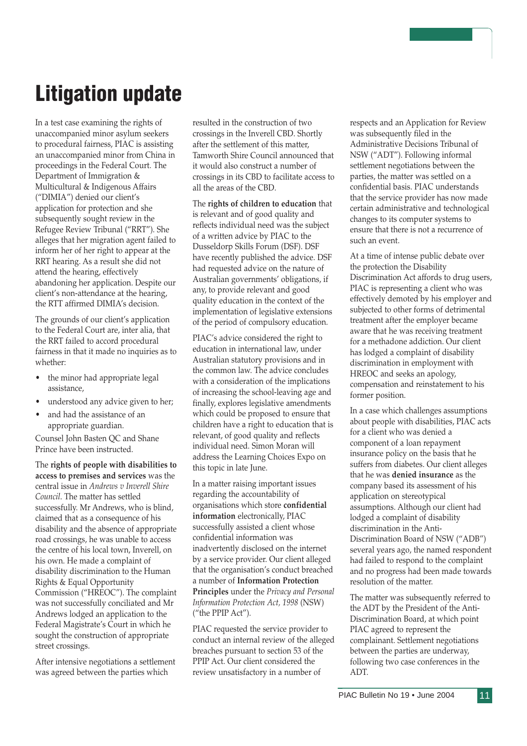# Litigation update

In a test case examining the rights of unaccompanied minor asylum seekers to procedural fairness, PIAC is assisting an unaccompanied minor from China in proceedings in the Federal Court. The Department of Immigration & Multicultural & Indigenous Affairs ("DIMIA") denied our client's application for protection and she subsequently sought review in the Refugee Review Tribunal ("RRT"). She alleges that her migration agent failed to inform her of her right to appear at the RRT hearing. As a result she did not attend the hearing, effectively abandoning her application. Despite our client's non-attendance at the hearing, the RTT affirmed DIMIA's decision.

The grounds of our client's application to the Federal Court are, inter alia, that the RRT failed to accord procedural fairness in that it made no inquiries as to whether:

- the minor had appropriate legal assistance,
- understood any advice given to her;
- and had the assistance of an appropriate guardian.

Counsel John Basten QC and Shane Prince have been instructed.

The **rights of people with disabilities to access to premises and services** was the central issue in *Andrews v Inverell Shire Council*. The matter has settled successfully. Mr Andrews, who is blind, claimed that as a consequence of his disability and the absence of appropriate road crossings, he was unable to access the centre of his local town, Inverell, on his own. He made a complaint of disability discrimination to the Human Rights & Equal Opportunity Commission ("HREOC"). The complaint was not successfully conciliated and Mr Andrews lodged an application to the Federal Magistrate's Court in which he sought the construction of appropriate street crossings.

After intensive negotiations a settlement was agreed between the parties which resulted in the construction of two crossings in the Inverell CBD. Shortly after the settlement of this matter, Tamworth Shire Council announced that it would also construct a number of crossings in its CBD to facilitate access to all the areas of the CBD.

The **rights of children to education** that is relevant and of good quality and reflects individual need was the subject of a written advice by PIAC to the Dusseldorp Skills Forum (DSF). DSF have recently published the advice. DSF had requested advice on the nature of Australian governments' obligations, if any, to provide relevant and good quality education in the context of the implementation of legislative extensions of the period of compulsory education.

PIAC's advice considered the right to education in international law, under Australian statutory provisions and in the common law. The advice concludes with a consideration of the implications of increasing the school-leaving age and finally, explores legislative amendments which could be proposed to ensure that children have a right to education that is relevant, of good quality and reflects individual need. Simon Moran will address the Learning Choices Expo on this topic in late June.

In a matter raising important issues regarding the accountability of organisations which store **confidential information** electronically, PIAC successfully assisted a client whose confidential information was inadvertently disclosed on the internet by a service provider. Our client alleged that the organisation's conduct breached a number of **Information Protection Principles** under the *Privacy and Personal Information Protection Act, 1998* (NSW) ("the PPIP Act").

PIAC requested the service provider to conduct an internal review of the alleged breaches pursuant to section 53 of the PPIP Act. Our client considered the review unsatisfactory in a number of respects and an Application for Review was subsequently filed in the Administrative Decisions Tribunal of NSW ("ADT"). Following informal settlement negotiations between the parties, the matter was settled on a confidential basis. PIAC understands that the service provider has now made certain administrative and technological changes to its computer systems to ensure that there is not a recurrence of such an event.

At a time of intense public debate over the protection the Disability Discrimination Act affords to drug users, PIAC is representing a client who was effectively demoted by his employer and subjected to other forms of detrimental treatment after the employer became aware that he was receiving treatment for a methadone addiction. Our client has lodged a complaint of disability discrimination in employment with HREOC and seeks an apology, compensation and reinstatement to his former position.

In a case which challenges assumptions about people with disabilities, PIAC acts for a client who was denied a component of a loan repayment insurance policy on the basis that he suffers from diabetes. Our client alleges that he was **denied insurance** as the company based its assessment of his application on stereotypical assumptions. Although our client had lodged a complaint of disability discrimination in the Anti-Discrimination Board of NSW ("ADB") several years ago, the named respondent had failed to respond to the complaint and no progress had been made towards resolution of the matter.

The matter was subsequently referred to the ADT by the President of the Anti-Discrimination Board, at which point PIAC agreed to represent the complainant. Settlement negotiations between the parties are underway, following two case conferences in the ADT.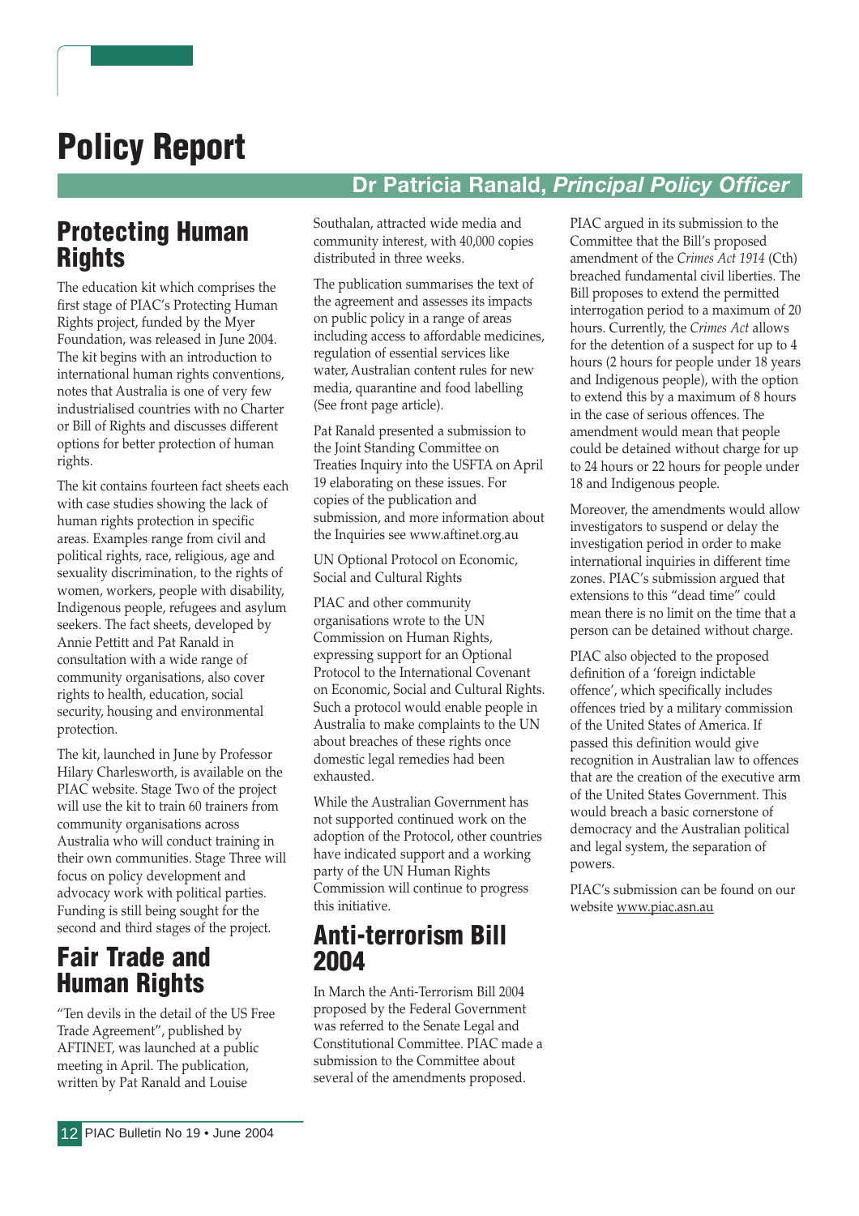# Policy Report

**Dr Patricia Ranald, *Principal Policy Officer***

## Protecting Human Rights

The education kit which comprises the first stage of PIAC's Protecting Human Rights project, funded by the Myer Foundation, was released in June 2004. The kit begins with an introduction to international human rights conventions, notes that Australia is one of very few industrialised countries with no Charter or Bill of Rights and discusses different options for better protection of human rights.

The kit contains fourteen fact sheets each with case studies showing the lack of human rights protection in specific areas. Examples range from civil and political rights, race, religious, age and sexuality discrimination, to the rights of women, workers, people with disability, Indigenous people, refugees and asylum seekers. The fact sheets, developed by Annie Pettitt and Pat Ranald in consultation with a wide range of community organisations, also cover rights to health, education, social security, housing and environmental protection.

The kit, launched in June by Professor Hilary Charlesworth, is available on the PIAC website. Stage Two of the project will use the kit to train 60 trainers from community organisations across Australia who will conduct training in their own communities. Stage Three will focus on policy development and advocacy work with political parties. Funding is still being sought for the second and third stages of the project.

## Fair Trade and Human Rights

"Ten devils in the detail of the US Free Trade Agreement", published by AFTINET, was launched at a public meeting in April. The publication, written by Pat Ranald and Louise Southalan, attracted wide media and community interest, with 40,000 copies distributed in three weeks.

The publication summarises the text of the agreement and assesses its impacts on public policy in a range of areas including access to affordable medicines, regulation of essential services like water, Australian content rules for new media, quarantine and food labelling (See front page article).

Pat Ranald presented a submission to the Joint Standing Committee on Treaties Inquiry into the USFTA on April 19 elaborating on these issues. For copies of the publication and submission, and more information about the Inquiries see www.aftinet.org.au

UN Optional Protocol on Economic, Social and Cultural Rights

PIAC and other community organisations wrote to the UN Commission on Human Rights, expressing support for an Optional Protocol to the International Covenant on Economic, Social and Cultural Rights. Such a protocol would enable people in Australia to make complaints to the UN about breaches of these rights once domestic legal remedies had been exhausted.

While the Australian Government has not supported continued work on the adoption of the Protocol, other countries have indicated support and a working party of the UN Human Rights Commission will continue to progress this initiative.

## Anti-terrorism Bill 2004

In March the Anti-Terrorism Bill 2004 proposed by the Federal Government was referred to the Senate Legal and Constitutional Committee. PIAC made a submission to the Committee about several of the amendments proposed.

PIAC argued in its submission to the Committee that the Bill's proposed amendment of the *Crimes Act 1914* (Cth) breached fundamental civil liberties. The Bill proposes to extend the permitted interrogation period to a maximum of 20 hours. Currently, the *Crimes Act* allows for the detention of a suspect for up to 4 hours (2 hours for people under 18 years and Indigenous people), with the option to extend this by a maximum of 8 hours in the case of serious offences. The amendment would mean that people could be detained without charge for up to 24 hours or 22 hours for people under 18 and Indigenous people.

Moreover, the amendments would allow investigators to suspend or delay the investigation period in order to make international inquiries in different time zones. PIAC's submission argued that extensions to this "dead time" could mean there is no limit on the time that a person can be detained without charge.

PIAC also objected to the proposed definition of a 'foreign indictable offence', which specifically includes offences tried by a military commission of the United States of America. If passed this definition would give recognition in Australian law to offences that are the creation of the executive arm of the United States Government. This would breach a basic cornerstone of democracy and the Australian political and legal system, the separation of powers.

PIAC's submission can be found on our website www.piac.asn.au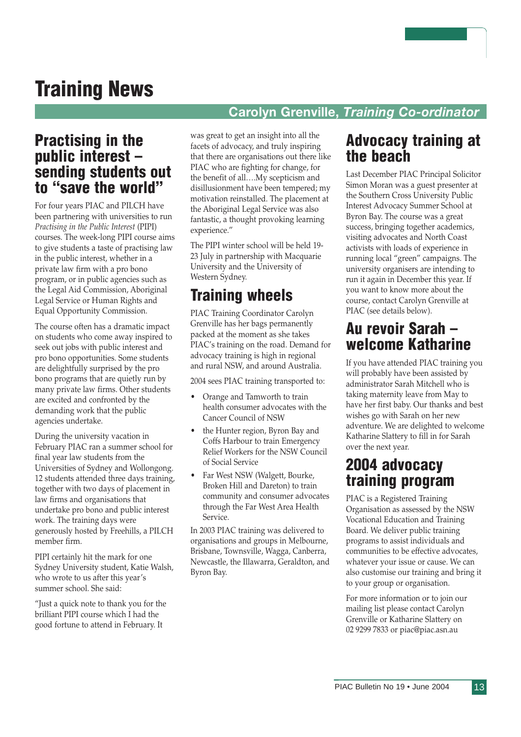# Training News

**Carolyn Grenville, *Training Co-ordinator***

## Practising in the public interest – sending students out to "save the world"

For four years PIAC and PILCH have been partnering with universities to run *Practising in the Public Interest* (PIPI) courses. The week-long PIPI course aims to give students a taste of practising law in the public interest, whether in a private law firm with a pro bono program, or in public agencies such as the Legal Aid Commission, Aboriginal Legal Service or Human Rights and Equal Opportunity Commission.

The course often has a dramatic impact on students who come away inspired to seek out jobs with public interest and pro bono opportunities. Some students are delightfully surprised by the pro bono programs that are quietly run by many private law firms. Other students are excited and confronted by the demanding work that the public agencies undertake.

During the university vacation in February PIAC ran a summer school for final year law students from the Universities of Sydney and Wollongong. 12 students attended three days training, together with two days of placement in law firms and organisations that undertake pro bono and public interest work. The training days were generously hosted by Freehills, a PILCH member firm.

PIPI certainly hit the mark for one Sydney University student, Katie Walsh, who wrote to us after this year's summer school. She said:

"Just a quick note to thank you for the brilliant PIPI course which I had the good fortune to attend in February. It was great to get an insight into all the facets of advocacy, and truly inspiring that there are organisations out there like PIAC who are fighting for change, for the benefit of all….My scepticism and disillusionment have been tempered; my motivation reinstalled. The placement at the Aboriginal Legal Service was also fantastic, a thought provoking learning experience."

The PIPI winter school will be held 19-23 July in partnership with Macquarie University and the University of Western Sydney.

## Training wheels

PIAC Training Coordinator Carolyn Grenville has her bags permanently packed at the moment as she takes PIAC's training on the road. Demand for advocacy training is high in regional and rural NSW, and around Australia.

2004 sees PIAC training transported to:

- Orange and Tamworth to train health consumer advocates with the Cancer Council of NSW
- the Hunter region, Byron Bay and Coffs Harbour to train Emergency Relief Workers for the NSW Council of Social Service
- Far West NSW (Walgett, Bourke, Broken Hill and Dareton) to train community and consumer advocates through the Far West Area Health Service.

In 2003 PIAC training was delivered to organisations and groups in Melbourne, Brisbane, Townsville, Wagga, Canberra, Newcastle, the Illawarra, Geraldton, and Byron Bay.

## Advocacy training at the beach

Last December PIAC Principal Solicitor Simon Moran was a guest presenter at the Southern Cross University Public Interest Advocacy Summer School at Byron Bay. The course was a great success, bringing together academics, visiting advocates and North Coast activists with loads of experience in running local "green" campaigns. The university organisers are intending to run it again in December this year. If you want to know more about the course, contact Carolyn Grenville at PIAC (see details below).

## Au revoir Sarah – welcome Katharine

If you have attended PIAC training you will probably have been assisted by administrator Sarah Mitchell who is taking maternity leave from May to have her first baby. Our thanks and best wishes go with Sarah on her new adventure. We are delighted to welcome Katharine Slattery to fill in for Sarah over the next year.

## 2004 advocacy training program

PIAC is a Registered Training Organisation as assessed by the NSW Vocational Education and Training Board. We deliver public training programs to assist individuals and communities to be effective advocates, whatever your issue or cause. We can also customise our training and bring it to your group or organisation.

For more information or to join our mailing list please contact Carolyn Grenville or Katharine Slattery on 02 9299 7833 or piac@piac.asn.au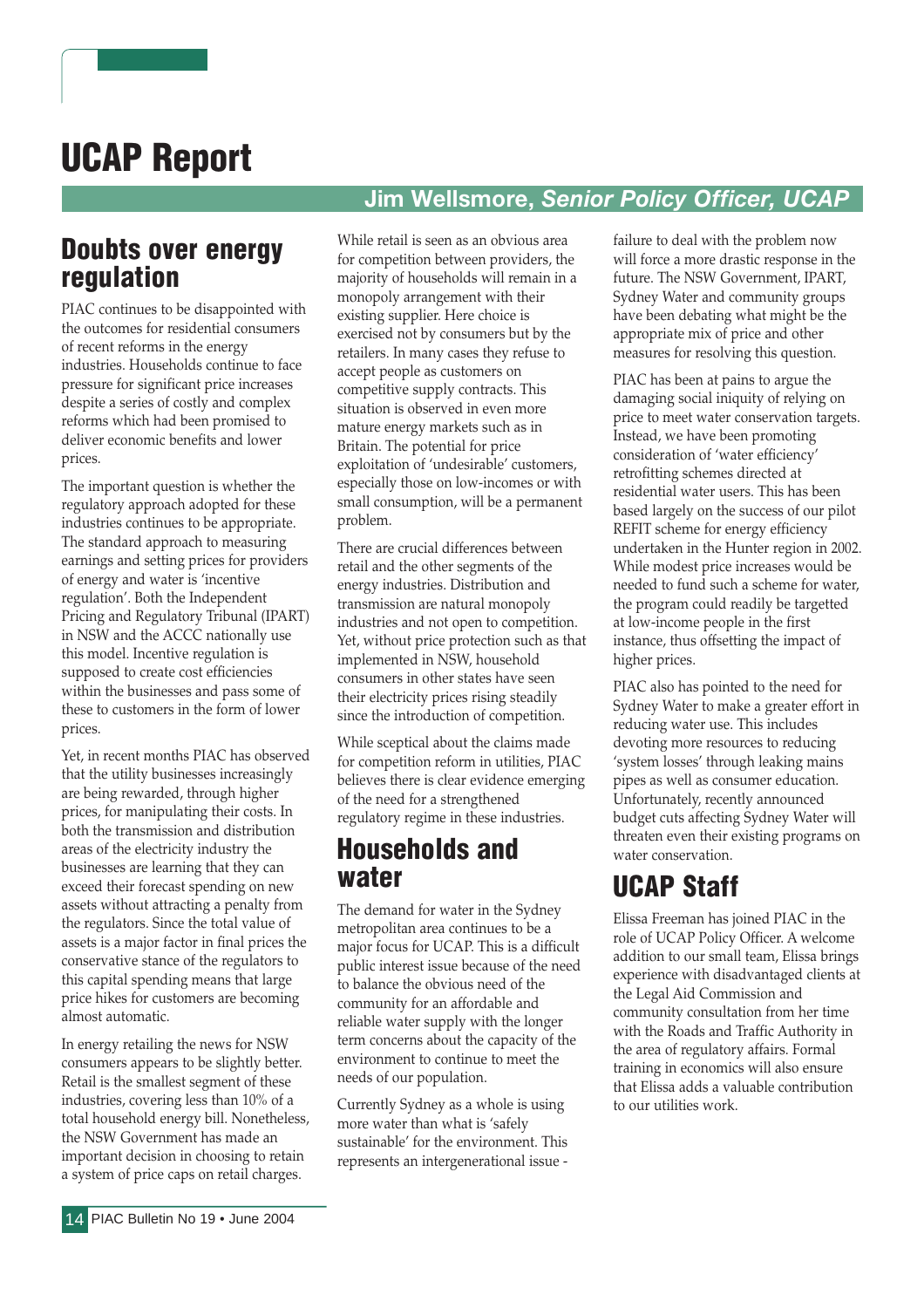# UCAP Report

**Jim Wellsmore, *Senior Policy Officer, UCAP***

## Doubts over energy regulation

PIAC continues to be disappointed with the outcomes for residential consumers of recent reforms in the energy industries. Households continue to face pressure for significant price increases despite a series of costly and complex reforms which had been promised to deliver economic benefits and lower prices.

The important question is whether the regulatory approach adopted for these industries continues to be appropriate. The standard approach to measuring earnings and setting prices for providers of energy and water is 'incentive regulation'. Both the Independent Pricing and Regulatory Tribunal (IPART) in NSW and the ACCC nationally use this model. Incentive regulation is supposed to create cost efficiencies within the businesses and pass some of these to customers in the form of lower prices.

Yet, in recent months PIAC has observed that the utility businesses increasingly are being rewarded, through higher prices, for manipulating their costs. In both the transmission and distribution areas of the electricity industry the businesses are learning that they can exceed their forecast spending on new assets without attracting a penalty from the regulators. Since the total value of assets is a major factor in final prices the conservative stance of the regulators to this capital spending means that large price hikes for customers are becoming almost automatic.

In energy retailing the news for NSW consumers appears to be slightly better. Retail is the smallest segment of these industries, covering less than 10% of a total household energy bill. Nonetheless, the NSW Government has made an important decision in choosing to retain a system of price caps on retail charges.

While retail is seen as an obvious area for competition between providers, the majority of households will remain in a monopoly arrangement with their existing supplier. Here choice is exercised not by consumers but by the retailers. In many cases they refuse to accept people as customers on competitive supply contracts. This situation is observed in even more mature energy markets such as in Britain. The potential for price exploitation of 'undesirable' customers, especially those on low-incomes or with small consumption, will be a permanent problem.

There are crucial differences between retail and the other segments of the energy industries. Distribution and transmission are natural monopoly industries and not open to competition. Yet, without price protection such as that implemented in NSW, household consumers in other states have seen their electricity prices rising steadily since the introduction of competition.

While sceptical about the claims made for competition reform in utilities, PIAC believes there is clear evidence emerging of the need for a strengthened regulatory regime in these industries.

## Households and water

The demand for water in the Sydney metropolitan area continues to be a major focus for UCAP. This is a difficult public interest issue because of the need to balance the obvious need of the community for an affordable and reliable water supply with the longer term concerns about the capacity of the environment to continue to meet the needs of our population.

Currently Sydney as a whole is using more water than what is 'safely sustainable' for the environment. This represents an intergenerational issue - failure to deal with the problem now will force a more drastic response in the future. The NSW Government, IPART, Sydney Water and community groups have been debating what might be the appropriate mix of price and other measures for resolving this question.

PIAC has been at pains to argue the damaging social iniquity of relying on price to meet water conservation targets. Instead, we have been promoting consideration of 'water efficiency' retrofitting schemes directed at residential water users. This has been based largely on the success of our pilot REFIT scheme for energy efficiency undertaken in the Hunter region in 2002. While modest price increases would be needed to fund such a scheme for water, the program could readily be targetted at low-income people in the first instance, thus offsetting the impact of higher prices.

PIAC also has pointed to the need for Sydney Water to make a greater effort in reducing water use. This includes devoting more resources to reducing 'system losses' through leaking mains pipes as well as consumer education. Unfortunately, recently announced budget cuts affecting Sydney Water will threaten even their existing programs on water conservation.

## UCAP Staff

Elissa Freeman has joined PIAC in the role of UCAP Policy Officer. A welcome addition to our small team, Elissa brings experience with disadvantaged clients at the Legal Aid Commission and community consultation from her time with the Roads and Traffic Authority in the area of regulatory affairs. Formal training in economics will also ensure that Elissa adds a valuable contribution to our utilities work.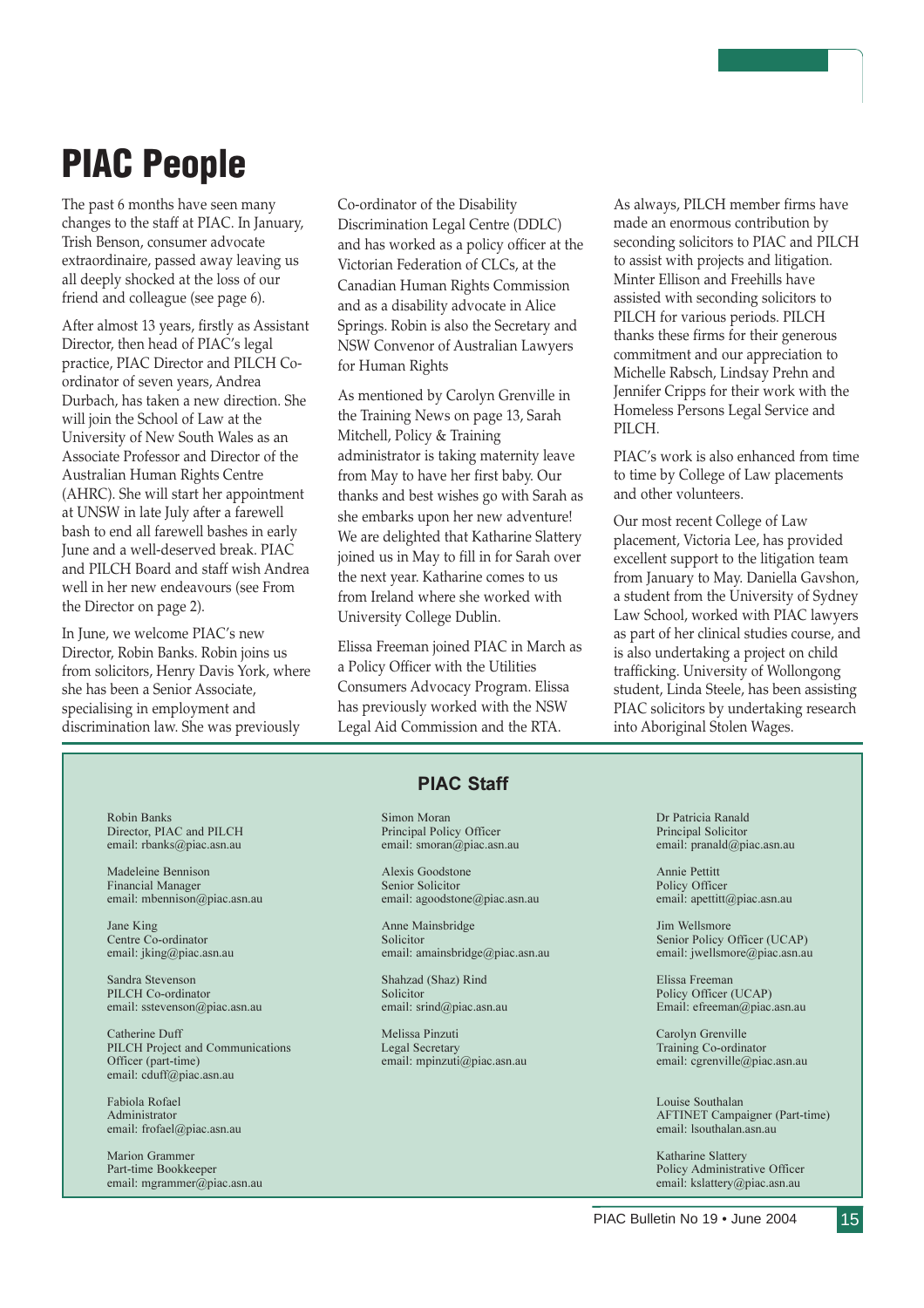# PIAC People

The past 6 months have seen many changes to the staff at PIAC. In January, Trish Benson, consumer advocate extraordinaire, passed away leaving us all deeply shocked at the loss of our friend and colleague (see page 6).

After almost 13 years, firstly as Assistant Director, then head of PIAC's legal practice, PIAC Director and PILCH Co-ordinator of seven years, Andrea Durbach, has taken a new direction. She will join the School of Law at the University of New South Wales as an Associate Professor and Director of the Australian Human Rights Centre (AHRC). She will start her appointment at UNSW in late July after a farewell bash to end all farewell bashes in early June and a well-deserved break. PIAC and PILCH Board and staff wish Andrea well in her new endeavours (see From the Director on page 2).

In June, we welcome PIAC's new Director, Robin Banks. Robin joins us from solicitors, Henry Davis York, where she has been a Senior Associate, specialising in employment and discrimination law. She was previously Co-ordinator of the Disability Discrimination Legal Centre (DDLC) and has worked as a policy officer at the Victorian Federation of CLCs, at the Canadian Human Rights Commission and as a disability advocate in Alice Springs. Robin is also the Secretary and NSW Convenor of Australian Lawyers for Human Rights

As mentioned by Carolyn Grenville in the Training News on page 13, Sarah Mitchell, Policy & Training administrator is taking maternity leave from May to have her first baby. Our thanks and best wishes go with Sarah as she embarks upon her new adventure! We are delighted that Katharine Slattery joined us in May to fill in for Sarah over the next year. Katharine comes to us from Ireland where she worked with University College Dublin.

Elissa Freeman joined PIAC in March as a Policy Officer with the Utilities Consumers Advocacy Program. Elissa has previously worked with the NSW Legal Aid Commission and the RTA.

As always, PILCH member firms have made an enormous contribution by seconding solicitors to PIAC and PILCH to assist with projects and litigation. Minter Ellison and Freehills have assisted with seconding solicitors to PILCH for various periods. PILCH thanks these firms for their generous commitment and our appreciation to Michelle Rabsch, Lindsay Prehn and Jennifer Cripps for their work with the Homeless Persons Legal Service and PILCH.

PIAC's work is also enhanced from time to time by College of Law placements and other volunteers.

Our most recent College of Law placement, Victoria Lee, has provided excellent support to the litigation team from January to May. Daniella Gavshon, a student from the University of Sydney Law School, worked with PIAC lawyers as part of her clinical studies course, and is also undertaking a project on child trafficking. University of Wollongong student, Linda Steele, has been assisting PIAC solicitors by undertaking research into Aboriginal Stolen Wages.

## PIAC Staff

Robin Banks
Director, PIAC and PILCH
email: rbanks@piac.asn.au

Madeleine Bennison
Financial Manager
email: mbennison@piac.asn.au

Jane King
Centre Co-ordinator
email: jking@piac.asn.au

Sandra Stevenson
PILCH Co-ordinator
email: sstevenson@piac.asn.au

Catherine Duff
PILCH Project and Communications Officer (part-time)
email: cduff@piac.asn.au

Fabiola Rofael
Administrator
email: frofael@piac.asn.au

Marion Grammer
Part-time Bookkeeper
email: mgrammer@piac.asn.au

Simon Moran
Principal Policy Officer
email: smoran@piac.asn.au

Alexis Goodstone
Senior Solicitor
email: agoodstone@piac.asn.au

Anne Mainsbridge
Solicitor
email: amainsbridge@piac.asn.au

Shahzad (Shaz) Rind
Solicitor
email: srind@piac.asn.au

Melissa Pinzuti
Legal Secretary
email: mpinzuti@piac.asn.au

Dr Patricia Ranald
Principal Solicitor
email: pranald@piac.asn.au

Annie Pettitt
Policy Officer
email: apettitt@piac.asn.au

Jim Wellsmore
Senior Policy Officer (UCAP)
email: jwellsmore@piac.asn.au

Elissa Freeman
Policy Officer (UCAP)
Email: efreeman@piac.asn.au

Carolyn Grenville
Training Co-ordinator
email: cgrenville@piac.asn.au

Louise Southalan
AFTINET Campaigner (Part-time)
email: lsouthalan.asn.au

Katharine Slattery
Policy Administrative Officer
email: kslattery@piac.asn.au